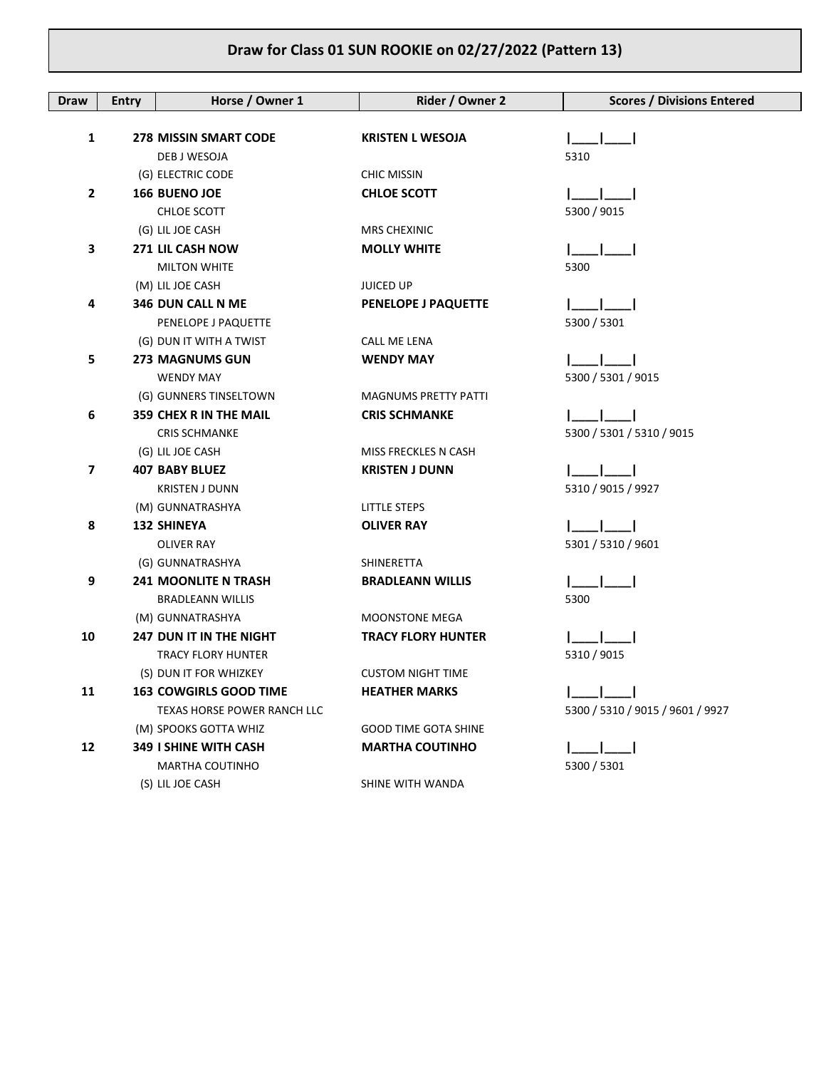## Draw for Class 01 SUN ROOKIE on 02/27/2022 (Pattern 13)

| Draw | Entry | Horse / Owner 1 | Rider / Owner 2 | Scores / Divisions Entered |
|---|---|---|---|---|
| 1 | 278 | **MISSIN SMART CODE**<br>DEB J WESOJA<br>(G) ELECTRIC CODE | **KRISTEN L WESOJA**<br><br>CHIC MISSIN | \|\_\_\_\_\|\_\_\_\_\|<br>5310 |
| 2 | 166 | **BUENO JOE**<br>CHLOE SCOTT<br>(G) LIL JOE CASH | **CHLOE SCOTT**<br><br>MRS CHEXINIC | \|\_\_\_\_\|\_\_\_\_\|<br>5300 / 9015 |
| 3 | 271 | **LIL CASH NOW**<br>MILTON WHITE<br>(M) LIL JOE CASH | **MOLLY WHITE**<br><br>JUICED UP | \|\_\_\_\_\|\_\_\_\_\|<br>5300 |
| 4 | 346 | **DUN CALL N ME**<br>PENELOPE J PAQUETTE<br>(G) DUN IT WITH A TWIST | **PENELOPE J PAQUETTE**<br><br>CALL ME LENA | \|\_\_\_\_\|\_\_\_\_\|<br>5300 / 5301 |
| 5 | 273 | **MAGNUMS GUN**<br>WENDY MAY<br>(G) GUNNERS TINSELTOWN | **WENDY MAY**<br><br>MAGNUMS PRETTY PATTI | \|\_\_\_\_\|\_\_\_\_\|<br>5300 / 5301 / 9015 |
| 6 | 359 | **CHEX R IN THE MAIL**<br>CRIS SCHMANKE<br>(G) LIL JOE CASH | **CRIS SCHMANKE**<br><br>MISS FRECKLES N CASH | \|\_\_\_\_\|\_\_\_\_\|<br>5300 / 5301 / 5310 / 9015 |
| 7 | 407 | **BABY BLUEZ**<br>KRISTEN J DUNN<br>(M) GUNNATRASHYA | **KRISTEN J DUNN**<br><br>LITTLE STEPS | \|\_\_\_\_\|\_\_\_\_\|<br>5310 / 9015 / 9927 |
| 8 | 132 | **SHINEYA**<br>OLIVER RAY<br>(G) GUNNATRASHYA | **OLIVER RAY**<br><br>SHINERETTA | \|\_\_\_\_\|\_\_\_\_\|<br>5301 / 5310 / 9601 |
| 9 | 241 | **MOONLITE N TRASH**<br>BRADLEANN WILLIS<br>(M) GUNNATRASHYA | **BRADLEANN WILLIS**<br><br>MOONSTONE MEGA | \|\_\_\_\_\|\_\_\_\_\|<br>5300 |
| 10 | 247 | **DUN IT IN THE NIGHT**<br>TRACY FLORY HUNTER<br>(S) DUN IT FOR WHIZKEY | **TRACY FLORY HUNTER**<br><br>CUSTOM NIGHT TIME | \|\_\_\_\_\|\_\_\_\_\|<br>5310 / 9015 |
| 11 | 163 | **COWGIRLS GOOD TIME**<br>TEXAS HORSE POWER RANCH LLC<br>(M) SPOOKS GOTTA WHIZ | **HEATHER MARKS**<br><br>GOOD TIME GOTA SHINE | \|\_\_\_\_\|\_\_\_\_\|<br>5300 / 5310 / 9015 / 9601 / 9927 |
| 12 | 349 | **I SHINE WITH CASH**<br>MARTHA COUTINHO<br>(S) LIL JOE CASH | **MARTHA COUTINHO**<br><br>SHINE WITH WANDA | \|\_\_\_\_\|\_\_\_\_\|<br>5300 / 5301 |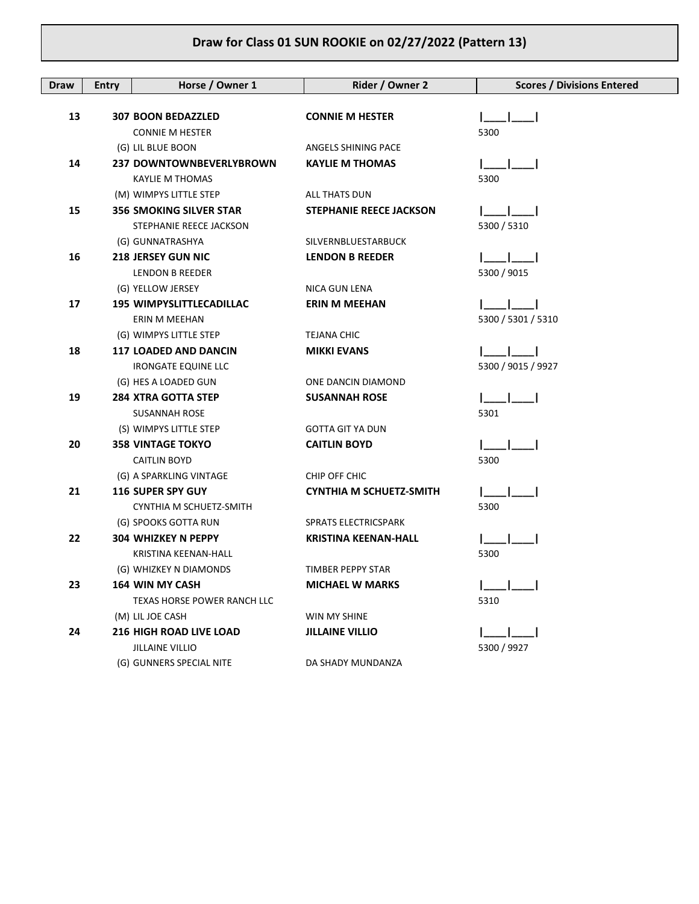## Draw for Class 01 SUN ROOKIE on 02/27/2022 (Pattern 13)

| Draw | Entry | Horse / Owner 1 | Rider / Owner 2 | Scores / Divisions Entered |
|---|---|---|---|---|
| 13 | 307 | **BOON BEDAZZLED**<br>CONNIE M HESTER<br>(G) LIL BLUE BOON | **CONNIE M HESTER**<br><br>ANGELS SHINING PACE | \|____\|____\|<br>5300 |
| 14 | 237 | **DOWNTOWNBEVERLYBROWN**<br>KAYLIE M THOMAS<br>(M) WIMPYS LITTLE STEP | **KAYLIE M THOMAS**<br><br>ALL THATS DUN | \|____\|____\|<br>5300 |
| 15 | 356 | **SMOKING SILVER STAR**<br>STEPHANIE REECE JACKSON<br>(G) GUNNATRASHYA | **STEPHANIE REECE JACKSON**<br><br>SILVERNBLUESTARBUCK | \|____\|____\|<br>5300 / 5310 |
| 16 | 218 | **JERSEY GUN NIC**<br>LENDON B REEDER<br>(G) YELLOW JERSEY | **LENDON B REEDER**<br><br>NICA GUN LENA | \|____\|____\|<br>5300 / 9015 |
| 17 | 195 | **WIMPYSLITTLECADILLAC**<br>ERIN M MEEHAN<br>(G) WIMPYS LITTLE STEP | **ERIN M MEEHAN**<br><br>TEJANA CHIC | \|____\|____\|<br>5300 / 5301 / 5310 |
| 18 | 117 | **LOADED AND DANCIN**<br>IRONGATE EQUINE LLC<br>(G) HES A LOADED GUN | **MIKKI EVANS**<br><br>ONE DANCIN DIAMOND | \|____\|____\|<br>5300 / 9015 / 9927 |
| 19 | 284 | **XTRA GOTTA STEP**<br>SUSANNAH ROSE<br>(S) WIMPYS LITTLE STEP | **SUSANNAH ROSE**<br><br>GOTTA GIT YA DUN | \|____\|____\|<br>5301 |
| 20 | 358 | **VINTAGE TOKYO**<br>CAITLIN BOYD<br>(G) A SPARKLING VINTAGE | **CAITLIN BOYD**<br><br>CHIP OFF CHIC | \|____\|____\|<br>5300 |
| 21 | 116 | **SUPER SPY GUY**<br>CYNTHIA M SCHUETZ-SMITH<br>(G) SPOOKS GOTTA RUN | **CYNTHIA M SCHUETZ-SMITH**<br><br>SPRATS ELECTRICSPARK | \|____\|____\|<br>5300 |
| 22 | 304 | **WHIZKEY N PEPPY**<br>KRISTINA KEENAN-HALL<br>(G) WHIZKEY N DIAMONDS | **KRISTINA KEENAN-HALL**<br><br>TIMBER PEPPY STAR | \|____\|____\|<br>5300 |
| 23 | 164 | **WIN MY CASH**<br>TEXAS HORSE POWER RANCH LLC<br>(M) LIL JOE CASH | **MICHAEL W MARKS**<br><br>WIN MY SHINE | \|____\|____\|<br>5310 |
| 24 | 216 | **HIGH ROAD LIVE LOAD**<br>JILLAINE VILLIO<br>(G) GUNNERS SPECIAL NITE | **JILLAINE VILLIO**<br><br>DA SHADY MUNDANZA | \|____\|____\|<br>5300 / 9927 |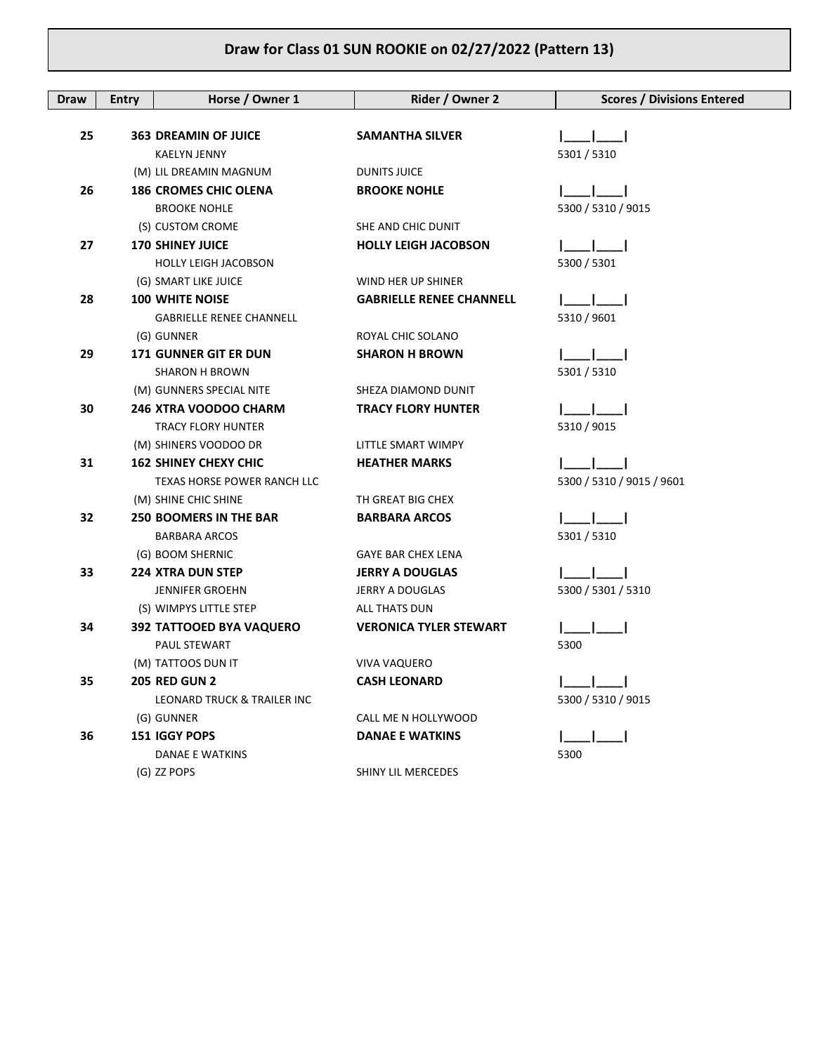## Draw for Class 01 SUN ROOKIE on 02/27/2022 (Pattern 13)

| Draw | Entry | Horse / Owner 1 | Rider / Owner 2 | Scores / Divisions Entered |
|---|---|---|---|---|
| 25 | 363 | **DREAMIN OF JUICE** | **SAMANTHA SILVER** | \|____\|____\| |
| | | KAELYN JENNY | | 5301 / 5310 |
| | | (M) LIL DREAMIN MAGNUM | DUNITS JUICE | |
| 26 | 186 | **CROMES CHIC OLENA** | **BROOKE NOHLE** | \|____\|____\| |
| | | BROOKE NOHLE | | 5300 / 5310 / 9015 |
| | | (S) CUSTOM CROME | SHE AND CHIC DUNIT | |
| 27 | 170 | **SHINEY JUICE** | **HOLLY LEIGH JACOBSON** | \|____\|____\| |
| | | HOLLY LEIGH JACOBSON | | 5300 / 5301 |
| | | (G) SMART LIKE JUICE | WIND HER UP SHINER | |
| 28 | 100 | **WHITE NOISE** | **GABRIELLE RENEE CHANNELL** | \|____\|____\| |
| | | GABRIELLE RENEE CHANNELL | | 5310 / 9601 |
| | | (G) GUNNER | ROYAL CHIC SOLANO | |
| 29 | 171 | **GUNNER GIT ER DUN** | **SHARON H BROWN** | \|____\|____\| |
| | | SHARON H BROWN | | 5301 / 5310 |
| | | (M) GUNNERS SPECIAL NITE | SHEZA DIAMOND DUNIT | |
| 30 | 246 | **XTRA VOODOO CHARM** | **TRACY FLORY HUNTER** | \|____\|____\| |
| | | TRACY FLORY HUNTER | | 5310 / 9015 |
| | | (M) SHINERS VOODOO DR | LITTLE SMART WIMPY | |
| 31 | 162 | **SHINEY CHEXY CHIC** | **HEATHER MARKS** | \|____\|____\| |
| | | TEXAS HORSE POWER RANCH LLC | | 5300 / 5310 / 9015 / 9601 |
| | | (M) SHINE CHIC SHINE | TH GREAT BIG CHEX | |
| 32 | 250 | **BOOMERS IN THE BAR** | **BARBARA ARCOS** | \|____\|____\| |
| | | BARBARA ARCOS | | 5301 / 5310 |
| | | (G) BOOM SHERNIC | GAYE BAR CHEX LENA | |
| 33 | 224 | **XTRA DUN STEP** | **JERRY A DOUGLAS** | \|____\|____\| |
| | | JENNIFER GROEHN | JERRY A DOUGLAS | 5300 / 5301 / 5310 |
| | | (S) WIMPYS LITTLE STEP | ALL THATS DUN | |
| 34 | 392 | **TATTOOED BYA VAQUERO** | **VERONICA TYLER STEWART** | \|____\|____\| |
| | | PAUL STEWART | | 5300 |
| | | (M) TATTOOS DUN IT | VIVA VAQUERO | |
| 35 | 205 | **RED GUN 2** | **CASH LEONARD** | \|____\|____\| |
| | | LEONARD TRUCK & TRAILER INC | | 5300 / 5310 / 9015 |
| | | (G) GUNNER | CALL ME N HOLLYWOOD | |
| 36 | 151 | **IGGY POPS** | **DANAE E WATKINS** | \|____\|____\| |
| | | DANAE E WATKINS | | 5300 |
| | | (G) ZZ POPS | SHINY LIL MERCEDES | |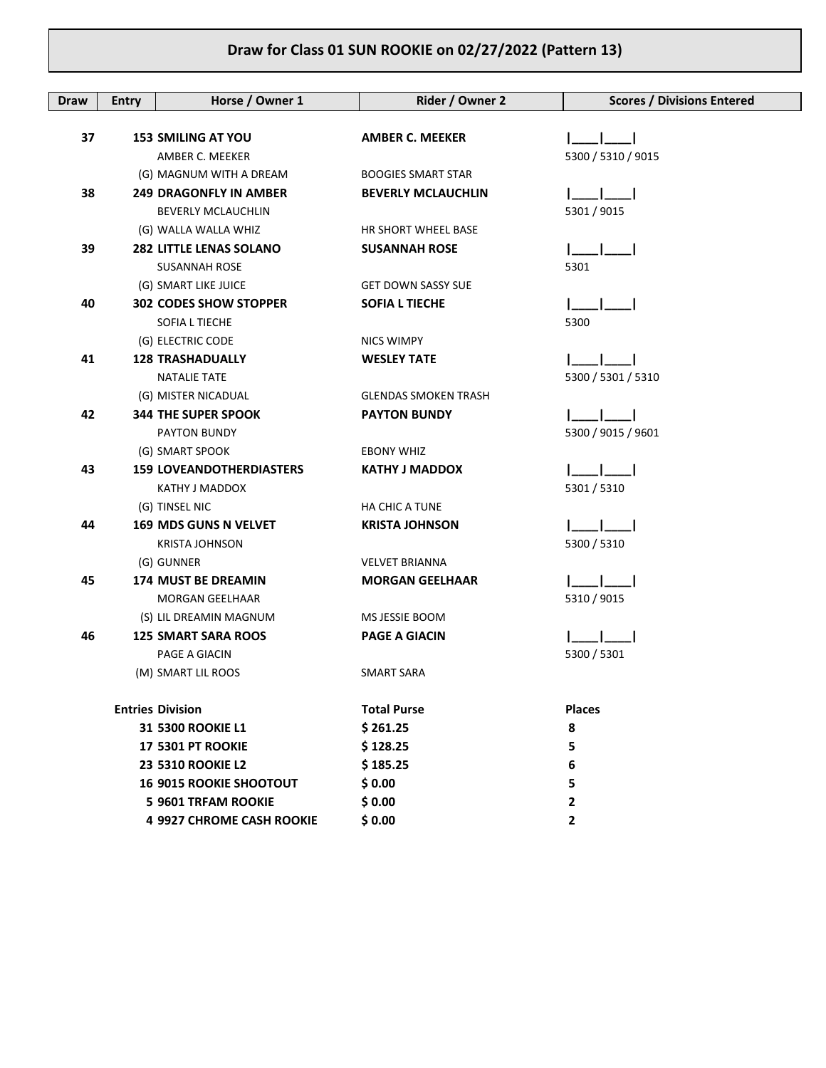## Draw for Class 01 SUN ROOKIE on 02/27/2022 (Pattern 13)

| Draw | Entry | Horse / Owner 1 | Rider / Owner 2 | Scores / Divisions Entered |
|---|---|---|---|---|
| 37 | 153 | **SMILING AT YOU** | **AMBER C. MEEKER** | \|\_\_\_\_\|\_\_\_\_\| |
| | | AMBER C. MEEKER | | 5300 / 5310 / 9015 |
| | | (G) MAGNUM WITH A DREAM | BOOGIES SMART STAR | |
| 38 | 249 | **DRAGONFLY IN AMBER** | **BEVERLY MCLAUCHLIN** | \|\_\_\_\_\|\_\_\_\_\| |
| | | BEVERLY MCLAUCHLIN | | 5301 / 9015 |
| | | (G) WALLA WALLA WHIZ | HR SHORT WHEEL BASE | |
| 39 | 282 | **LITTLE LENAS SOLANO** | **SUSANNAH ROSE** | \|\_\_\_\_\|\_\_\_\_\| |
| | | SUSANNAH ROSE | | 5301 |
| | | (G) SMART LIKE JUICE | GET DOWN SASSY SUE | |
| 40 | 302 | **CODES SHOW STOPPER** | **SOFIA L TIECHE** | \|\_\_\_\_\|\_\_\_\_\| |
| | | SOFIA L TIECHE | | 5300 |
| | | (G) ELECTRIC CODE | NICS WIMPY | |
| 41 | 128 | **TRASHADUALLY** | **WESLEY TATE** | \|\_\_\_\_\|\_\_\_\_\| |
| | | NATALIE TATE | | 5300 / 5301 / 5310 |
| | | (G) MISTER NICADUAL | GLENDAS SMOKEN TRASH | |
| 42 | 344 | **THE SUPER SPOOK** | **PAYTON BUNDY** | \|\_\_\_\_\|\_\_\_\_\| |
| | | PAYTON BUNDY | | 5300 / 9015 / 9601 |
| | | (G) SMART SPOOK | EBONY WHIZ | |
| 43 | 159 | **LOVEANDOTHERDIASTERS** | **KATHY J MADDOX** | \|\_\_\_\_\|\_\_\_\_\| |
| | | KATHY J MADDOX | | 5301 / 5310 |
| | | (G) TINSEL NIC | HA CHIC A TUNE | |
| 44 | 169 | **MDS GUNS N VELVET** | **KRISTA JOHNSON** | \|\_\_\_\_\|\_\_\_\_\| |
| | | KRISTA JOHNSON | | 5300 / 5310 |
| | | (G) GUNNER | VELVET BRIANNA | |
| 45 | 174 | **MUST BE DREAMIN** | **MORGAN GEELHAAR** | \|\_\_\_\_\|\_\_\_\_\| |
| | | MORGAN GEELHAAR | | 5310 / 9015 |
| | | (S) LIL DREAMIN MAGNUM | MS JESSIE BOOM | |
| 46 | 125 | **SMART SARA ROOS** | **PAGE A GIACIN** | \|\_\_\_\_\|\_\_\_\_\| |
| | | PAGE A GIACIN | | 5300 / 5301 |
| | | (M) SMART LIL ROOS | SMART SARA | |

| Entries | Division | Total Purse | Places |
|---|---|---|---|
| 31 | 5300 ROOKIE L1 | $ 261.25 | 8 |
| 17 | 5301 PT ROOKIE | $ 128.25 | 5 |
| 23 | 5310 ROOKIE L2 | $ 185.25 | 6 |
| 16 | 9015 ROOKIE SHOOTOUT | $ 0.00 | 5 |
| 5 | 9601 TRFAM ROOKIE | $ 0.00 | 2 |
| 4 | 9927 CHROME CASH ROOKIE | $ 0.00 | 2 |